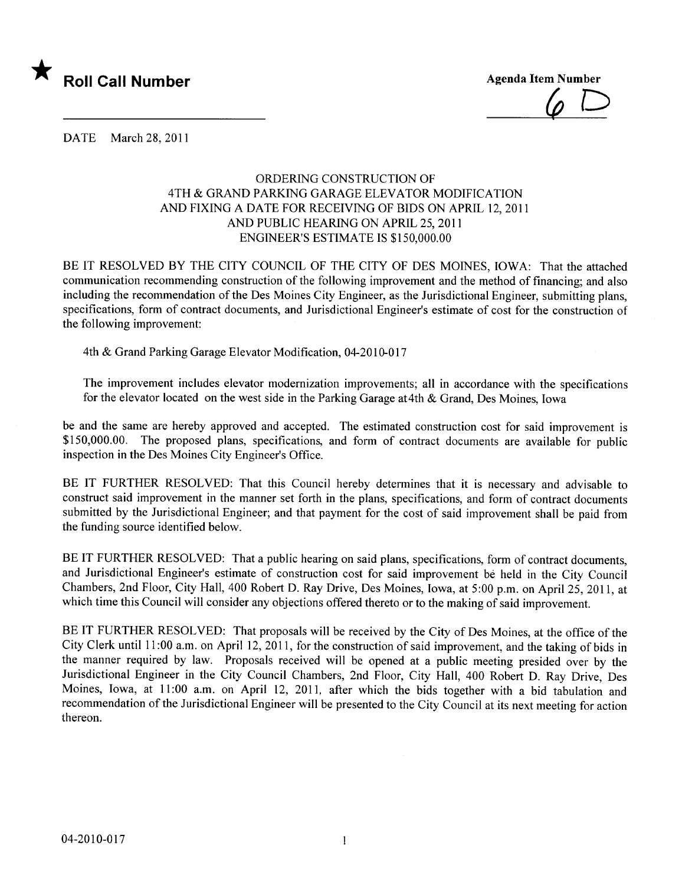★ **Roll Call Number**

**Agenda Item Number**

6 D

DATE March 28, 2011

ORDERING CONSTRUCTION OF
4TH & GRAND PARKING GARAGE ELEVATOR MODIFICATION
AND FIXING A DATE FOR RECEIVING OF BIDS ON APRIL 12, 2011
AND PUBLIC HEARING ON APRIL 25, 2011
ENGINEER'S ESTIMATE IS $150,000.00

BE IT RESOLVED BY THE CITY COUNCIL OF THE CITY OF DES MOINES, IOWA: That the attached communication recommending construction of the following improvement and the method of financing; and also including the recommendation of the Des Moines City Engineer, as the Jurisdictional Engineer, submitting plans, specifications, form of contract documents, and Jurisdictional Engineer's estimate of cost for the construction of the following improvement:

4th & Grand Parking Garage Elevator Modification, 04-2010-017

The improvement includes elevator modernization improvements; all in accordance with the specifications for the elevator located on the west side in the Parking Garage at4th & Grand, Des Moines, Iowa

be and the same are hereby approved and accepted. The estimated construction cost for said improvement is $150,000.00. The proposed plans, specifications, and form of contract documents are available for public inspection in the Des Moines City Engineer's Office.

BE IT FURTHER RESOLVED: That this Council hereby determines that it is necessary and advisable to construct said improvement in the manner set forth in the plans, specifications, and form of contract documents submitted by the Jurisdictional Engineer; and that payment for the cost of said improvement shall be paid from the funding source identified below.

BE IT FURTHER RESOLVED: That a public hearing on said plans, specifications, form of contract documents, and Jurisdictional Engineer's estimate of construction cost for said improvement be held in the City Council Chambers, 2nd Floor, City Hall, 400 Robert D. Ray Drive, Des Moines, Iowa, at 5:00 p.m. on April 25, 2011, at which time this Council will consider any objections offered thereto or to the making of said improvement.

BE IT FURTHER RESOLVED: That proposals will be received by the City of Des Moines, at the office of the City Clerk until 11:00 a.m. on April 12, 2011, for the construction of said improvement, and the taking of bids in the manner required by law. Proposals received will be opened at a public meeting presided over by the Jurisdictional Engineer in the City Council Chambers, 2nd Floor, City Hall, 400 Robert D. Ray Drive, Des Moines, Iowa, at 11:00 a.m. on April 12, 2011, after which the bids together with a bid tabulation and recommendation of the Jurisdictional Engineer will be presented to the City Council at its next meeting for action thereon.

04-2010-017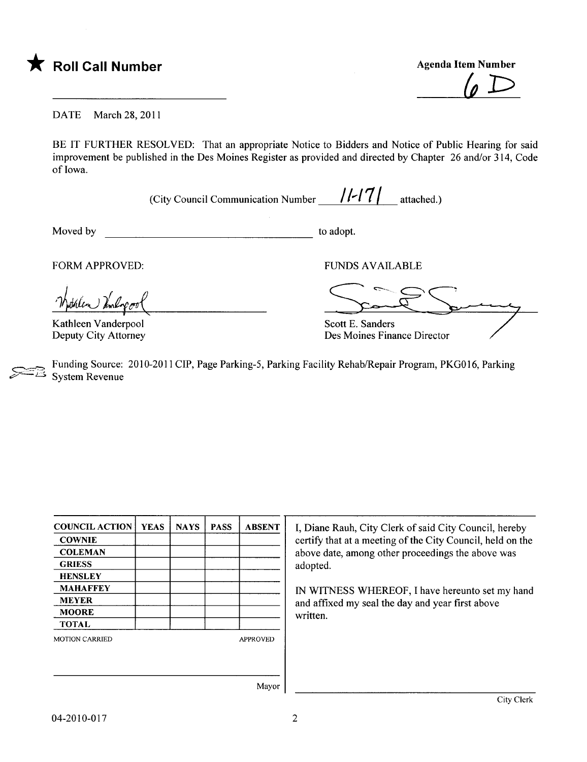★ **Roll Call Number**

**Agenda Item Number**

6D

DATE March 28, 2011

BE IT FURTHER RESOLVED: That an appropriate Notice to Bidders and Notice of Public Hearing for said improvement be published in the Des Moines Register as provided and directed by Chapter 26 and/or 314, Code of Iowa.

(City Council Communication Number 11-171 attached.)

Moved by ______________________ to adopt.

FORM APPROVED:

Kathleen Vanderpool
Deputy City Attorney

FUNDS AVAILABLE

Scott E. Sanders
Des Moines Finance Director

Funding Source: 2010-2011 CIP, Page Parking-5, Parking Facility Rehab/Repair Program, PKG016, Parking System Revenue

| COUNCIL ACTION | YEAS | NAYS | PASS | ABSENT |
|---|---|---|---|---|
| COWNIE | | | | |
| COLEMAN | | | | |
| GRIESS | | | | |
| HENSLEY | | | | |
| MAHAFFEY | | | | |
| MEYER | | | | |
| MOORE | | | | |
| TOTAL | | | | |

MOTION CARRIED APPROVED

Mayor

I, Diane Rauh, City Clerk of said City Council, hereby certify that at a meeting of the City Council, held on the above date, among other proceedings the above was adopted.

IN WITNESS WHEREOF, I have hereunto set my hand and affixed my seal the day and year first above written.

City Clerk

04-2010-017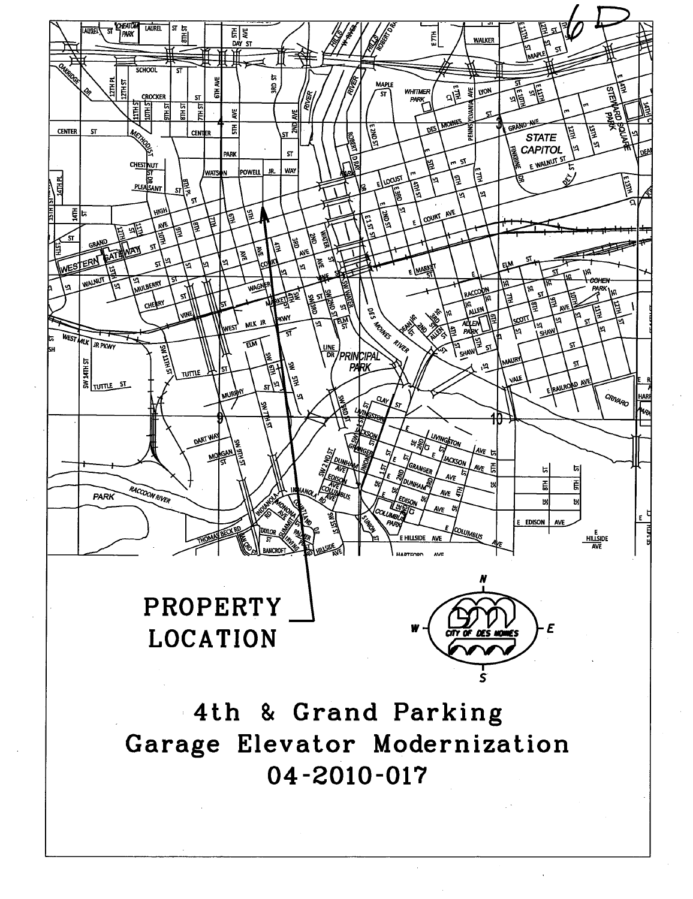6D

PROPERTY LOCATION

# 4th & Grand Parking Garage Elevator Modernization 04-2010-017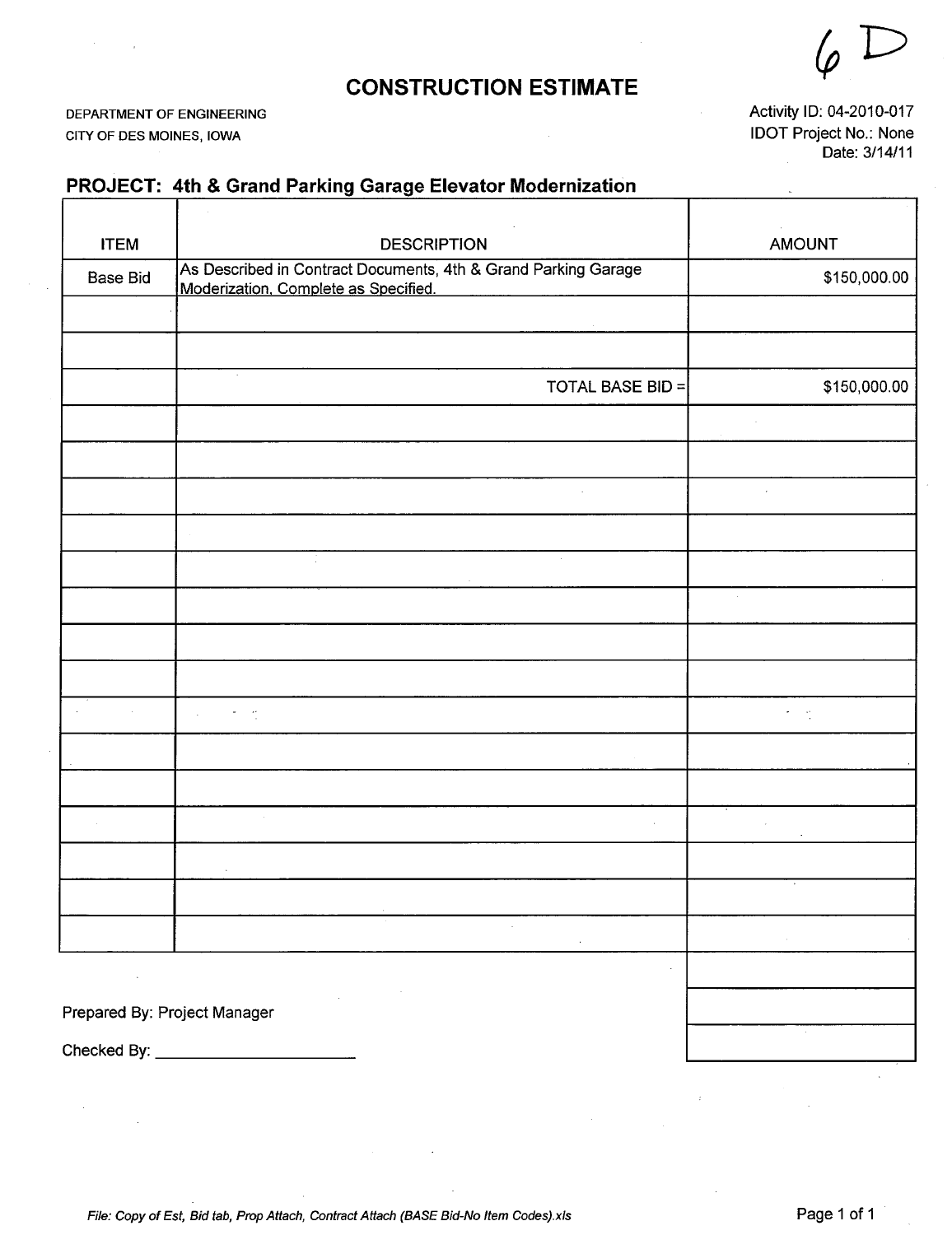6 D

# CONSTRUCTION ESTIMATE

DEPARTMENT OF ENGINEERING
CITY OF DES MOINES, IOWA

Activity ID: 04-2010-017
IDOT Project No.: None
Date: 3/14/11

## PROJECT: 4th & Grand Parking Garage Elevator Modernization

| ITEM | DESCRIPTION | AMOUNT |
|---|---|---|
| Base Bid | As Described in Contract Documents, 4th & Grand Parking Garage Moderization, Complete as Specified. | $150,000.00 |
| | | |
| | | |
| | TOTAL BASE BID = | $150,000.00 |

Prepared By: Project Manager

Checked By: ______________________

*File: Copy of Est, Bid tab, Prop Attach, Contract Attach (BASE Bid-No Item Codes).xls*